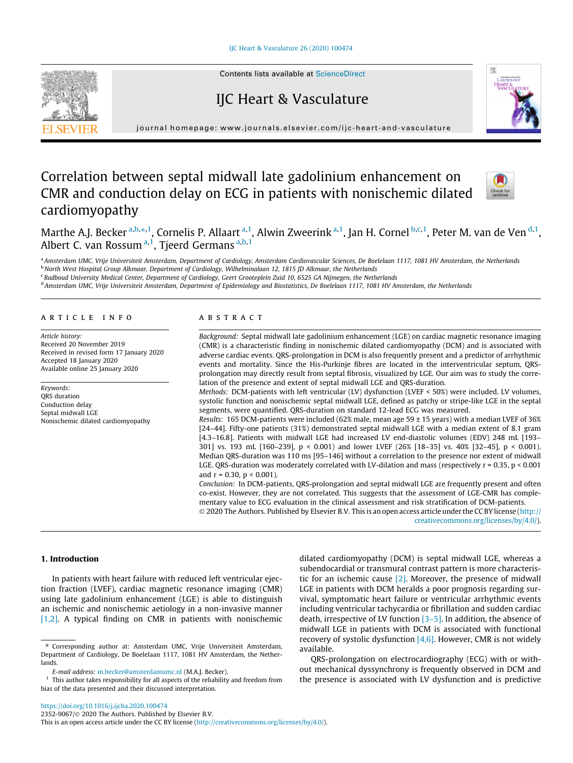# Correlation between septal midwall late gadolinium enhancement on CMR and conduction delay on ECG in patients with nonischemic dilated cardiomyopathy

Marthe A.J. Becker [a,b,*,1], Cornelis P. Allaart [a,1], Alwin Zweerink [a,1], Jan H. Cornel [b,c,1], Peter M. van de Ven [d,1], Albert C. van Rossum [a,1], Tjeerd Germans [a,b,1]

[a] Amsterdam UMC, Vrije Universiteit Amsterdam, Department of Cardiology, Amsterdam Cardiovascular Sciences, De Boelelaan 1117, 1081 HV Amsterdam, the Netherlands
[b] North West Hospital Group Alkmaar, Department of Cardiology, Wilhelminalaan 12, 1815 JD Alkmaar, the Netherlands
[c] Radboud University Medical Center, Department of Cardiology, Geert Grooteplein Zuid 10, 6525 GA Nijmegen, the Netherlands
[d] Amsterdam UMC, Vrije Universiteit Amsterdam, Department of Epidemiology and Biostatistics, De Boelelaan 1117, 1081 HV Amsterdam, the Netherlands

## ARTICLE INFO

*Article history:*
Received 20 November 2019
Received in revised form 17 January 2020
Accepted 18 January 2020
Available online 25 January 2020

*Keywords:*
QRS duration
Conduction delay
Septal midwall LGE
Nonischemic dilated cardiomyopathy

## ABSTRACT

*Background:* Septal midwall late gadolinium enhancement (LGE) on cardiac magnetic resonance imaging (CMR) is a characteristic finding in nonischemic dilated cardiomyopathy (DCM) and is associated with adverse cardiac events. QRS-prolongation in DCM is also frequently present and a predictor of arrhythmic events and mortality. Since the His-Purkinje fibres are located in the interventricular septum, QRS-prolongation may directly result from septal fibrosis, visualized by LGE. Our aim was to study the correlation of the presence and extent of septal midwall LGE and QRS-duration.

*Methods:* DCM-patients with left ventricular (LV) dysfunction (LVEF < 50%) were included. LV volumes, systolic function and nonischemic septal midwall LGE, defined as patchy or stripe-like LGE in the septal segments, were quantified. QRS-duration on standard 12-lead ECG was measured.

*Results:* 165 DCM-patients were included (62% male, mean age 59 ± 15 years) with a median LVEF of 36% [24–44]. Fifty-one patients (31%) demonstrated septal midwall LGE with a median extent of 8.1 gram [4.3–16.8]. Patients with midwall LGE had increased LV end-diastolic volumes (EDV) 248 mL [193–301] vs. 193 mL [160–239], $p < 0.001$) and lower LVEF (26% [18–35] vs. 40% [32–45], $p < 0.001$). Median QRS-duration was 110 ms [95–146] without a correlation to the presence nor extent of midwall LGE. QRS-duration was moderately correlated with LV-dilation and mass (respectively $r = 0.35$, $p < 0.001$ and $r = 0.30$, $p < 0.001$).

*Conclusion:* In DCM-patients, QRS-prolongation and septal midwall LGE are frequently present and often co-exist. However, they are not correlated. This suggests that the assessment of LGE-CMR has complementary value to ECG evaluation in the clinical assessment and risk stratification of DCM-patients.

© 2020 The Authors. Published by Elsevier B.V. This is an open access article under the CC BY license (http://creativecommons.org/licenses/by/4.0/).

## 1. Introduction

In patients with heart failure with reduced left ventricular ejection fraction (LVEF), cardiac magnetic resonance imaging (CMR) using late gadolinium enhancement (LGE) is able to distinguish an ischemic and nonischemic aetiology in a non-invasive manner [1,2]. A typical finding on CMR in patients with nonischemic dilated cardiomyopathy (DCM) is septal midwall LGE, whereas a subendocardial or transmural contrast pattern is more characteristic for an ischemic cause [2]. Moreover, the presence of midwall LGE in patients with DCM heralds a poor prognosis regarding survival, symptomatic heart failure or ventricular arrhythmic events including ventricular tachycardia or fibrillation and sudden cardiac death, irrespective of LV function [3–5]. In addition, the absence of midwall LGE in patients with DCM is associated with functional recovery of systolic dysfunction [4,6]. However, CMR is not widely available.

QRS-prolongation on electrocardiography (ECG) with or without mechanical dyssynchrony is frequently observed in DCM and the presence is associated with LV dysfunction and is predictive

\* Corresponding author at: Amsterdam UMC, Vrije Universiteit Amsterdam, Department of Cardiology, De Boelelaan 1117, 1081 HV Amsterdam, the Netherlands.

*E-mail address:* m.becker@amsterdamumc.nl (M.A.J. Becker).

[1] This author takes responsibility for all aspects of the reliability and freedom from bias of the data presented and their discussed interpretation.

https://doi.org/10.1016/j.ijcha.2020.100474
2352-9067/© 2020 The Authors. Published by Elsevier B.V.
This is an open access article under the CC BY license (http://creativecommons.org/licenses/by/4.0/).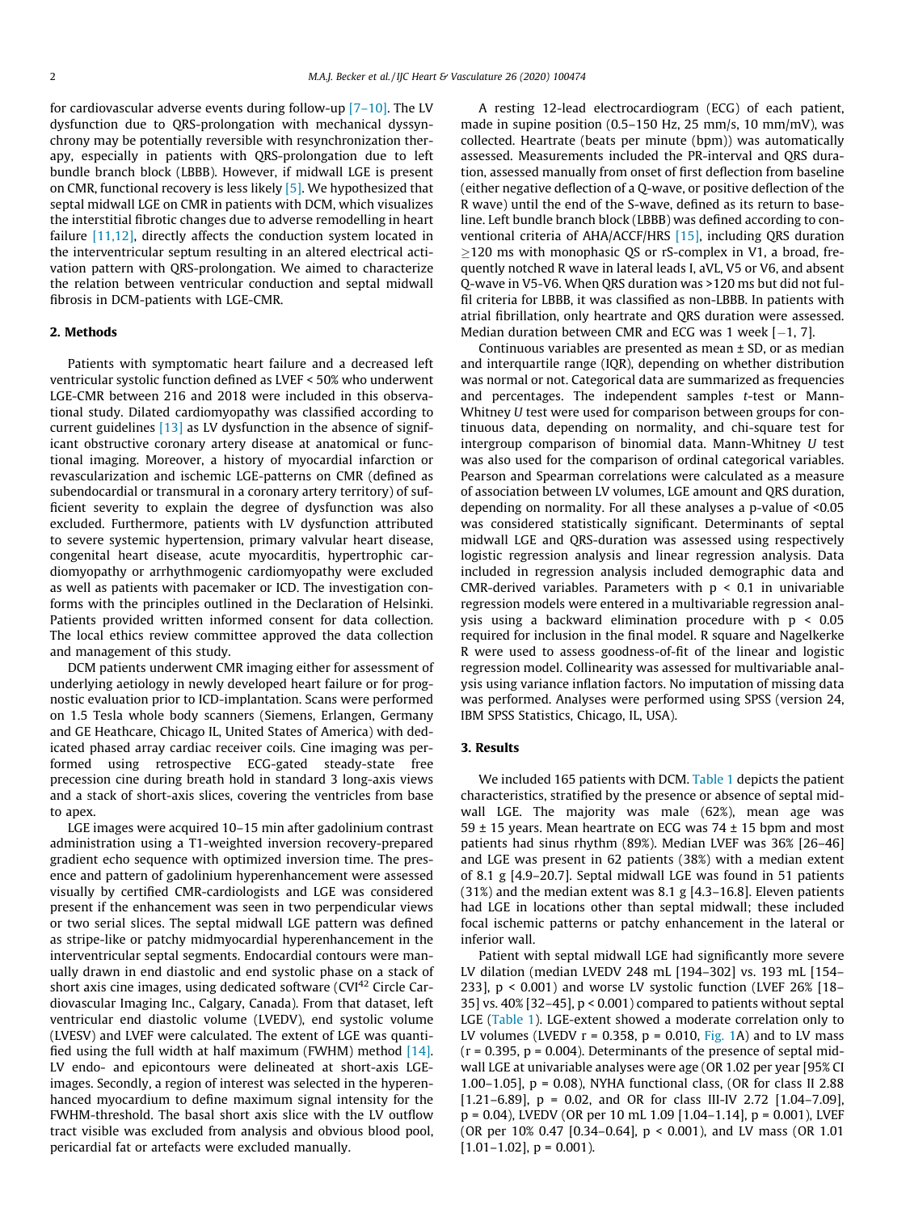for cardiovascular adverse events during follow-up [7–10]. The LV dysfunction due to QRS-prolongation with mechanical dyssynchrony may be potentially reversible with resynchronization therapy, especially in patients with QRS-prolongation due to left bundle branch block (LBBB). However, if midwall LGE is present on CMR, functional recovery is less likely [5]. We hypothesized that septal midwall LGE on CMR in patients with DCM, which visualizes the interstitial fibrotic changes due to adverse remodelling in heart failure [11,12], directly affects the conduction system located in the interventricular septum resulting in an altered electrical activation pattern with QRS-prolongation. We aimed to characterize the relation between ventricular conduction and septal midwall fibrosis in DCM-patients with LGE-CMR.

## 2. Methods

Patients with symptomatic heart failure and a decreased left ventricular systolic function defined as LVEF < 50% who underwent LGE-CMR between 216 and 2018 were included in this observational study. Dilated cardiomyopathy was classified according to current guidelines [13] as LV dysfunction in the absence of significant obstructive coronary artery disease at anatomical or functional imaging. Moreover, a history of myocardial infarction or revascularization and ischemic LGE-patterns on CMR (defined as subendocardial or transmural in a coronary artery territory) of sufficient severity to explain the degree of dysfunction was also excluded. Furthermore, patients with LV dysfunction attributed to severe systemic hypertension, primary valvular heart disease, congenital heart disease, acute myocarditis, hypertrophic cardiomyopathy or arrhythmogenic cardiomyopathy were excluded as well as patients with pacemaker or ICD. The investigation conforms with the principles outlined in the Declaration of Helsinki. Patients provided written informed consent for data collection. The local ethics review committee approved the data collection and management of this study.

DCM patients underwent CMR imaging either for assessment of underlying aetiology in newly developed heart failure or for prognostic evaluation prior to ICD-implantation. Scans were performed on 1.5 Tesla whole body scanners (Siemens, Erlangen, Germany and GE Heathcare, Chicago IL, United States of America) with dedicated phased array cardiac receiver coils. Cine imaging was performed using retrospective ECG-gated steady-state free precession cine during breath hold in standard 3 long-axis views and a stack of short-axis slices, covering the ventricles from base to apex.

LGE images were acquired 10–15 min after gadolinium contrast administration using a T1-weighted inversion recovery-prepared gradient echo sequence with optimized inversion time. The presence and pattern of gadolinium hyperenhancement were assessed visually by certified CMR-cardiologists and LGE was considered present if the enhancement was seen in two perpendicular views or two serial slices. The septal midwall LGE pattern was defined as stripe-like or patchy midmyocardial hyperenhancement in the interventricular septal segments. Endocardial contours were manually drawn in end diastolic and end systolic phase on a stack of short axis cine images, using dedicated software (CVI[42] Circle Cardiovascular Imaging Inc., Calgary, Canada). From that dataset, left ventricular end diastolic volume (LVEDV), end systolic volume (LVESV) and LVEF were calculated. The extent of LGE was quantified using the full width at half maximum (FWHM) method [14]. LV endo- and epicontours were delineated at short-axis LGE-images. Secondly, a region of interest was selected in the hyperenhanced myocardium to define maximum signal intensity for the FWHM-threshold. The basal short axis slice with the LV outflow tract visible was excluded from analysis and obvious blood pool, pericardial fat or artefacts were excluded manually.

A resting 12-lead electrocardiogram (ECG) of each patient, made in supine position (0.5–150 Hz, 25 mm/s, 10 mm/mV), was collected. Heartrate (beats per minute (bpm)) was automatically assessed. Measurements included the PR-interval and QRS duration, assessed manually from onset of first deflection from baseline (either negative deflection of a Q-wave, or positive deflection of the R wave) until the end of the S-wave, defined as its return to baseline. Left bundle branch block (LBBB) was defined according to conventional criteria of AHA/ACCF/HRS [15], including QRS duration $\geq$120 ms with monophasic QS or rS-complex in V1, a broad, frequently notched R wave in lateral leads I, aVL, V5 or V6, and absent Q-wave in V5-V6. When QRS duration was >120 ms but did not fulfil criteria for LBBB, it was classified as non-LBBB. In patients with atrial fibrillation, only heartrate and QRS duration were assessed. Median duration between CMR and ECG was 1 week [−1, 7].

Continuous variables are presented as mean ± SD, or as median and interquartile range (IQR), depending on whether distribution was normal or not. Categorical data are summarized as frequencies and percentages. The independent samples *t*-test or Mann-Whitney *U* test were used for comparison between groups for continuous data, depending on normality, and chi-square test for intergroup comparison of binomial data. Mann-Whitney *U* test was also used for the comparison of ordinal categorical variables. Pearson and Spearman correlations were calculated as a measure of association between LV volumes, LGE amount and QRS duration, depending on normality. For all these analyses a p-value of <0.05 was considered statistically significant. Determinants of septal midwall LGE and QRS-duration was assessed using respectively logistic regression analysis and linear regression analysis. Data included in regression analysis included demographic data and CMR-derived variables. Parameters with $p < 0.1$ in univariable regression models were entered in a multivariable regression analysis using a backward elimination procedure with $p < 0.05$ required for inclusion in the final model. R square and Nagelkerke R were used to assess goodness-of-fit of the linear and logistic regression model. Collinearity was assessed for multivariable analysis using variance inflation factors. No imputation of missing data was performed. Analyses were performed using SPSS (version 24, IBM SPSS Statistics, Chicago, IL, USA).

## 3. Results

We included 165 patients with DCM. Table 1 depicts the patient characteristics, stratified by the presence or absence of septal midwall LGE. The majority was male (62%), mean age was 59 ± 15 years. Mean heartrate on ECG was 74 ± 15 bpm and most patients had sinus rhythm (89%). Median LVEF was 36% [26–46] and LGE was present in 62 patients (38%) with a median extent of 8.1 g [4.9–20.7]. Septal midwall LGE was found in 51 patients (31%) and the median extent was 8.1 g [4.3–16.8]. Eleven patients had LGE in locations other than septal midwall; these included focal ischemic patterns or patchy enhancement in the lateral or inferior wall.

Patient with septal midwall LGE had significantly more severe LV dilation (median LVEDV 248 mL [194–302] vs. 193 mL [154–233], p < 0.001) and worse LV systolic function (LVEF 26% [18–35] vs. 40% [32–45], p < 0.001) compared to patients without septal LGE (Table 1). LGE-extent showed a moderate correlation only to LV volumes (LVEDV r = 0.358, p = 0.010, Fig. 1A) and to LV mass (r = 0.395, p = 0.004). Determinants of the presence of septal midwall LGE at univariable analyses were age (OR 1.02 per year [95% CI 1.00–1.05], p = 0.08), NYHA functional class, (OR for class II 2.88 [1.21–6.89], p = 0.02, and OR for class III-IV 2.72 [1.04–7.09], p = 0.04), LVEDV (OR per 10 mL 1.09 [1.04–1.14], p = 0.001), LVEF (OR per 10% 0.47 [0.34–0.64], p < 0.001), and LV mass (OR 1.01 [1.01–1.02], p = 0.001).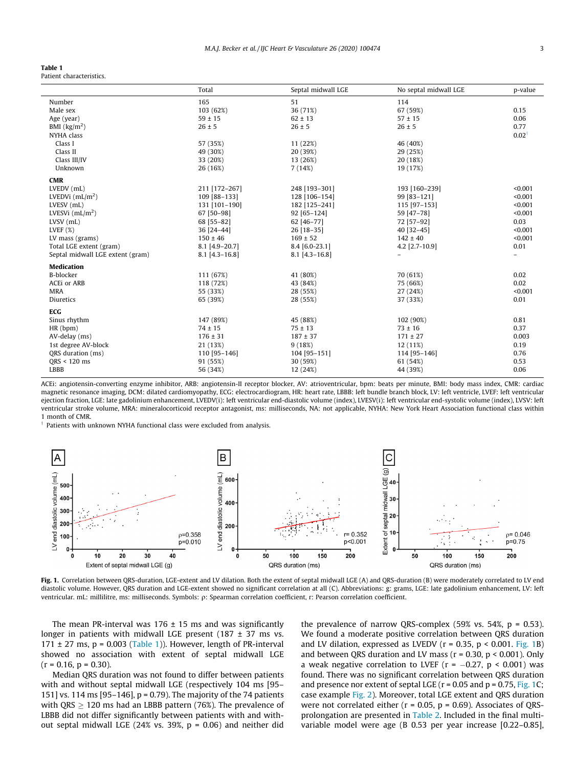**Table 1**
Patient characteristics.

| | Total | Septal midwall LGE | No septal midwall LGE | p-value |
|---|---|---|---|---|
| Number | 165 | 51 | 114 | |
| Male sex | 103 (62%) | 36 (71%) | 67 (59%) | 0.15 |
| Age (year) | 59 ± 15 | 62 ± 13 | 57 ± 15 | 0.06 |
| BMI (kg/m$^2$) | 26 ± 5 | 26 ± 5 | 26 ± 5 | 0.77 |
| NYHA class | | | | 0.02[†] |
| Class I | 57 (35%) | 11 (22%) | 46 (40%) | |
| Class II | 49 (30%) | 20 (39%) | 29 (25%) | |
| Class III/IV | 33 (20%) | 13 (26%) | 20 (18%) | |
| Unknown | 26 (16%) | 7 (14%) | 19 (17%) | |
| **CMR** | | | | |
| LVEDV (mL) | 211 [172–267] | 248 [193–301] | 193 [160–239] | <0.001 |
| LVEDVi (mL/m$^2$) | 109 [88–133] | 128 [106–154] | 99 [83–121] | <0.001 |
| LVESV (mL) | 131 [101–190] | 182 [125–241] | 115 [97–153] | <0.001 |
| LVESVi (mL/m$^2$) | 67 [50–98] | 92 [65–124] | 59 [47–78] | <0.001 |
| LVSV (mL) | 68 [55–82] | 62 [46–77] | 72 [57–92] | 0.03 |
| LVEF (%) | 36 [24–44] | 26 [18–35] | 40 [32–45] | <0.001 |
| LV mass (grams) | 150 ± 46 | 169 ± 52 | 142 ± 40 | <0.001 |
| Total LGE extent (gram) | 8.1 [4.9–20.7] | 8.4 [6.0–23.1] | 4.2 [2.7–10.9] | 0.01 |
| Septal midwall LGE extent (gram) | 8.1 [4.3–16.8] | 8.1 [4.3–16.8] | – | – |
| **Medication** | | | | |
| B-blocker | 111 (67%) | 41 (80%) | 70 (61%) | 0.02 |
| ACEi or ARB | 118 (72%) | 43 (84%) | 75 (66%) | 0.02 |
| MRA | 55 (33%) | 28 (55%) | 27 (24%) | <0.001 |
| Diuretics | 65 (39%) | 28 (55%) | 37 (33%) | 0.01 |
| **ECG** | | | | |
| Sinus rhythm | 147 (89%) | 45 (88%) | 102 (90%) | 0.81 |
| HR (bpm) | 74 ± 15 | 75 ± 13 | 73 ± 16 | 0.37 |
| AV-delay (ms) | 176 ± 31 | 187 ± 37 | 171 ± 27 | 0.003 |
| 1st degree AV-block | 21 (13%) | 9 (18%) | 12 (11%) | 0.19 |
| QRS duration (ms) | 110 [95–146] | 104 [95–151] | 114 [95–146] | 0.76 |
| QRS < 120 ms | 91 (55%) | 30 (59%) | 61 (54%) | 0.53 |
| LBBB | 56 (34%) | 12 (24%) | 44 (39%) | 0.06 |

ACEi: angiotensin-converting enzyme inhibitor, ARB: angiotensin-II receptor blocker, AV: atrioventricular, bpm: beats per minute, BMI: body mass index, CMR: cardiac magnetic resonance imaging, DCM: dilated cardiomyopathy, ECG: electrocardiogram, HR: heart rate, LBBB: left bundle branch block, LV: left ventricle, LVEF: left ventricular ejection fraction, LGE: late gadolinium enhancement, LVEDV(i): left ventricular end-diastolic volume (index), LVESV(i): left ventricular end-systolic volume (index), LVSV: left ventricular stroke volume, MRA: mineralocorticoid receptor antagonist, ms: milliseconds, NA: not applicable, NYHA: New York Heart Association functional class within 1 month of CMR.

[†] Patients with unknown NYHA functional class were excluded from analysis.

**Fig. 1.** Correlation between QRS-duration, LGE-extent and LV dilation. Both the extent of septal midwall LGE (A) and QRS-duration (B) were moderately correlated to LV end diastolic volume. However, QRS duration and LGE-extent showed no significant correlation at all (C). Abbreviations: g: grams, LGE: late gadolinium enhancement, LV: left ventricular. mL: millilitre, ms: milliseconds. Symbols: ρ: Spearman correlation coefficient, r: Pearson correlation coefficient.

The mean PR-interval was 176 ± 15 ms and was significantly longer in patients with midwall LGE present (187 ± 37 ms vs. 171 ± 27 ms, p = 0.003 (Table 1)). However, length of PR-interval showed no association with extent of septal midwall LGE (r = 0.16, p = 0.30).

Median QRS duration was not found to differ between patients with and without septal midwall LGE (respectively 104 ms [95–151] vs. 114 ms [95–146], p = 0.79). The majority of the 74 patients with QRS ≥ 120 ms had an LBBB pattern (76%). The prevalence of LBBB did not differ significantly between patients with and without septal midwall LGE (24% vs. 39%, p = 0.06) and neither did the prevalence of narrow QRS-complex (59% vs. 54%, p = 0.53). We found a moderate positive correlation between QRS duration and LV dilation, expressed as LVEDV (r = 0.35, p < 0.001. Fig. 1B) and between QRS duration and LV mass (r = 0.30, p < 0.001). Only a weak negative correlation to LVEF (r = −0.27, p < 0.001) was found. There was no significant correlation between QRS duration and presence nor extent of septal LGE (r = 0.05 and p = 0.75, Fig. 1C; case example Fig. 2). Moreover, total LGE extent and QRS duration were not correlated either (r = 0.05, p = 0.69). Associates of QRS-prolongation are presented in Table 2. Included in the final multivariable model were age (B 0.53 per year increase [0.22–0.85],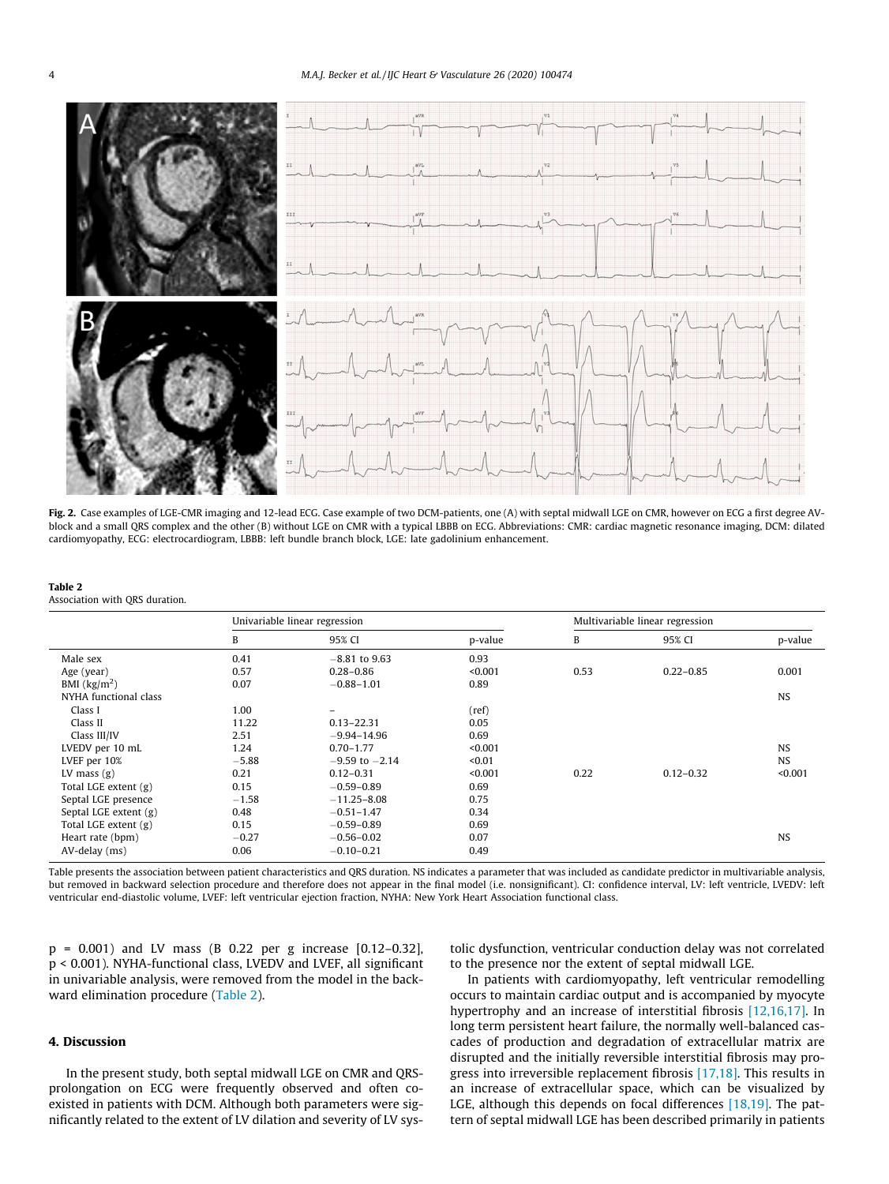**Fig. 2.** Case examples of LGE-CMR imaging and 12-lead ECG. Case example of two DCM-patients, one (A) with septal midwall LGE on CMR, however on ECG a first degree AV-block and a small QRS complex and the other (B) without LGE on CMR with a typical LBBB on ECG. Abbreviations: CMR: cardiac magnetic resonance imaging, DCM: dilated cardiomyopathy, ECG: electrocardiogram, LBBB: left bundle branch block, LGE: late gadolinium enhancement.

**Table 2**
Association with QRS duration.

| | Univariable linear regression | | | Multivariable linear regression | | |
|---|---|---|---|---|---|---|
| | B | 95% CI | p-value | B | 95% CI | p-value |
| Male sex | 0.41 | −8.81 to 9.63 | 0.93 | | | |
| Age (year) | 0.57 | 0.28–0.86 | <0.001 | 0.53 | 0.22–0.85 | 0.001 |
| BMI (kg/m$^2$) | 0.07 | −0.88–1.01 | 0.89 | | | |
| NYHA functional class | | | | | | NS |
| Class I | 1.00 | – | (ref) | | | |
| Class II | 11.22 | 0.13–22.31 | 0.05 | | | |
| Class III/IV | 2.51 | −9.94–14.96 | 0.69 | | | |
| LVEDV per 10 mL | 1.24 | 0.70–1.77 | <0.001 | | | NS |
| LVEF per 10% | −5.88 | −9.59 to −2.14 | <0.01 | | | NS |
| LV mass (g) | 0.21 | 0.12–0.31 | <0.001 | 0.22 | 0.12–0.32 | <0.001 |
| Total LGE extent (g) | 0.15 | −0.59–0.89 | 0.69 | | | |
| Septal LGE presence | −1.58 | −11.25–8.08 | 0.75 | | | |
| Septal LGE extent (g) | 0.48 | −0.51–1.47 | 0.34 | | | |
| Total LGE extent (g) | 0.15 | −0.59–0.89 | 0.69 | | | |
| Heart rate (bpm) | −0.27 | −0.56–0.02 | 0.07 | | | NS |
| AV-delay (ms) | 0.06 | −0.10–0.21 | 0.49 | | | |

Table presents the association between patient characteristics and QRS duration. NS indicates a parameter that was included as candidate predictor in multivariable analysis, but removed in backward selection procedure and therefore does not appear in the final model (i.e. nonsignificant). CI: confidence interval, LV: left ventricle, LVEDV: left ventricular end-diastolic volume, LVEF: left ventricular ejection fraction, NYHA: New York Heart Association functional class.

p = 0.001) and LV mass (B 0.22 per g increase [0.12–0.32], p < 0.001). NYHA-functional class, LVEDV and LVEF, all significant in univariable analysis, were removed from the model in the backward elimination procedure (Table 2).

## 4. Discussion

In the present study, both septal midwall LGE on CMR and QRS-prolongation on ECG were frequently observed and often co-existed in patients with DCM. Although both parameters were significantly related to the extent of LV dilation and severity of LV systolic dysfunction, ventricular conduction delay was not correlated to the presence nor the extent of septal midwall LGE.

In patients with cardiomyopathy, left ventricular remodelling occurs to maintain cardiac output and is accompanied by myocyte hypertrophy and an increase of interstitial fibrosis [12,16,17]. In long term persistent heart failure, the normally well-balanced cascades of production and degradation of extracellular matrix are disrupted and the initially reversible interstitial fibrosis may progress into irreversible replacement fibrosis [17,18]. This results in an increase of extracellular space, which can be visualized by LGE, although this depends on focal differences [18,19]. The pattern of septal midwall LGE has been described primarily in patients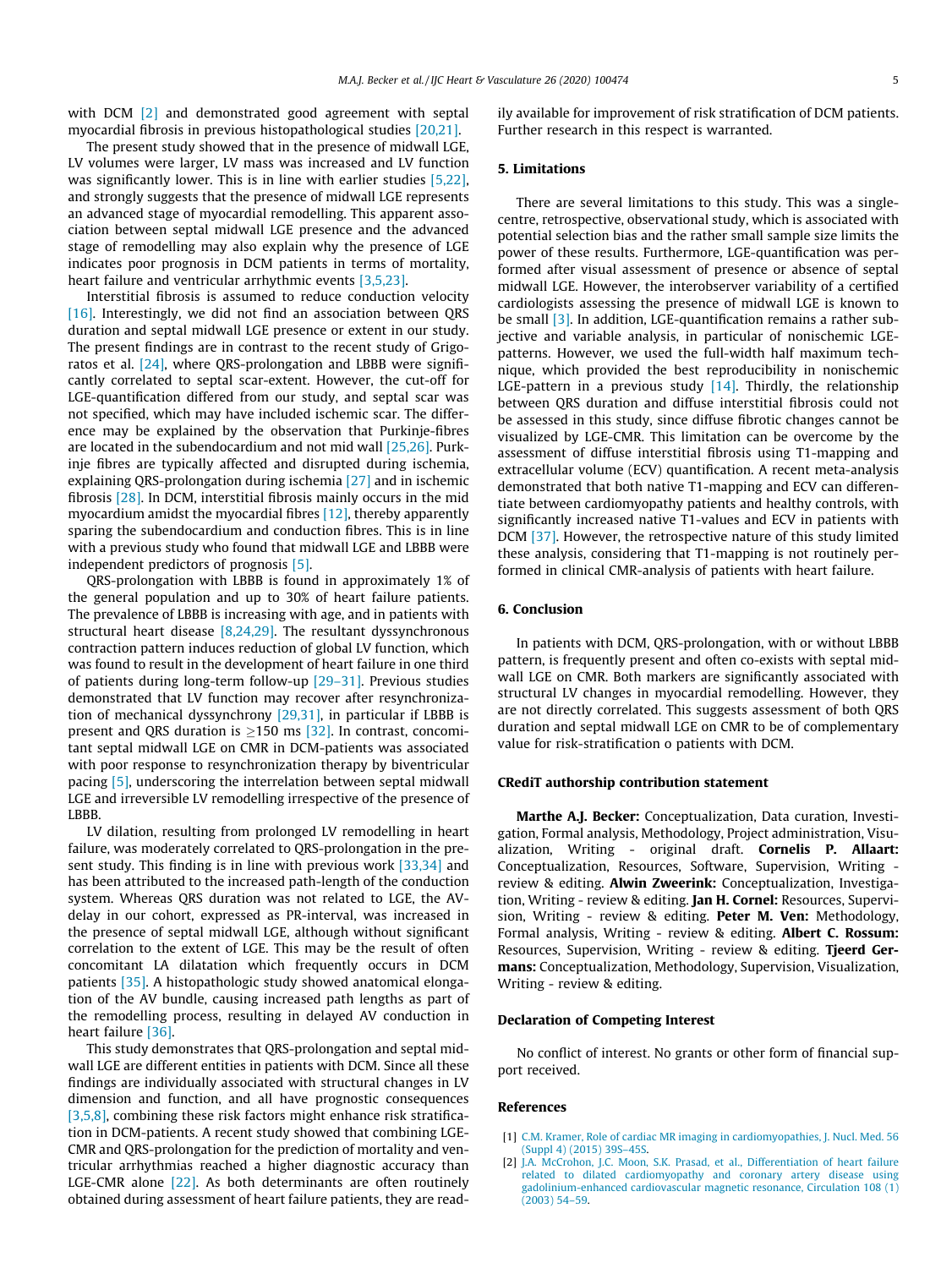with DCM [2] and demonstrated good agreement with septal myocardial fibrosis in previous histopathological studies [20,21].

The present study showed that in the presence of midwall LGE, LV volumes were larger, LV mass was increased and LV function was significantly lower. This is in line with earlier studies [5,22], and strongly suggests that the presence of midwall LGE represents an advanced stage of myocardial remodelling. This apparent association between septal midwall LGE presence and the advanced stage of remodelling may also explain why the presence of LGE indicates poor prognosis in DCM patients in terms of mortality, heart failure and ventricular arrhythmic events [3,5,23].

Interstitial fibrosis is assumed to reduce conduction velocity [16]. Interestingly, we did not find an association between QRS duration and septal midwall LGE presence or extent in our study. The present findings are in contrast to the recent study of Grigoratos et al. [24], where QRS-prolongation and LBBB were significantly correlated to septal scar-extent. However, the cut-off for LGE-quantification differed from our study, and septal scar was not specified, which may have included ischemic scar. The difference may be explained by the observation that Purkinje-fibres are located in the subendocardium and not mid wall [25,26]. Purkinje fibres are typically affected and disrupted during ischemia, explaining QRS-prolongation during ischemia [27] and in ischemic fibrosis [28]. In DCM, interstitial fibrosis mainly occurs in the mid myocardium amidst the myocardial fibres [12], thereby apparently sparing the subendocardium and conduction fibres. This is in line with a previous study who found that midwall LGE and LBBB were independent predictors of prognosis [5].

QRS-prolongation with LBBB is found in approximately 1% of the general population and up to 30% of heart failure patients. The prevalence of LBBB is increasing with age, and in patients with structural heart disease [8,24,29]. The resultant dyssynchronous contraction pattern induces reduction of global LV function, which was found to result in the development of heart failure in one third of patients during long-term follow-up [29–31]. Previous studies demonstrated that LV function may recover after resynchronization of mechanical dyssynchrony [29,31], in particular if LBBB is present and QRS duration is ≥150 ms [32]. In contrast, concomitant septal midwall LGE on CMR in DCM-patients was associated with poor response to resynchronization therapy by biventricular pacing [5], underscoring the interrelation between septal midwall LGE and irreversible LV remodelling irrespective of the presence of LBBB.

LV dilation, resulting from prolonged LV remodelling in heart failure, was moderately correlated to QRS-prolongation in the present study. This finding is in line with previous work [33,34] and has been attributed to the increased path-length of the conduction system. Whereas QRS duration was not related to LGE, the AV-delay in our cohort, expressed as PR-interval, was increased in the presence of septal midwall LGE, although without significant correlation to the extent of LGE. This may be the result of often concomitant LA dilatation which frequently occurs in DCM patients [35]. A histopathologic study showed anatomical elongation of the AV bundle, causing increased path lengths as part of the remodelling process, resulting in delayed AV conduction in heart failure [36].

This study demonstrates that QRS-prolongation and septal midwall LGE are different entities in patients with DCM. Since all these findings are individually associated with structural changes in LV dimension and function, and all have prognostic consequences [3,5,8], combining these risk factors might enhance risk stratification in DCM-patients. A recent study showed that combining LGE-CMR and QRS-prolongation for the prediction of mortality and ventricular arrhythmias reached a higher diagnostic accuracy than LGE-CMR alone [22]. As both determinants are often routinely obtained during assessment of heart failure patients, they are readily available for improvement of risk stratification of DCM patients. Further research in this respect is warranted.

## 5. Limitations

There are several limitations to this study. This was a single-centre, retrospective, observational study, which is associated with potential selection bias and the rather small sample size limits the power of these results. Furthermore, LGE-quantification was performed after visual assessment of presence or absence of septal midwall LGE. However, the interobserver variability of a certified cardiologists assessing the presence of midwall LGE is known to be small [3]. In addition, LGE-quantification remains a rather subjective and variable analysis, in particular of nonischemic LGE-patterns. However, we used the full-width half maximum technique, which provided the best reproducibility in nonischemic LGE-pattern in a previous study [14]. Thirdly, the relationship between QRS duration and diffuse interstitial fibrosis could not be assessed in this study, since diffuse fibrotic changes cannot be visualized by LGE-CMR. This limitation can be overcome by the assessment of diffuse interstitial fibrosis using T1-mapping and extracellular volume (ECV) quantification. A recent meta-analysis demonstrated that both native T1-mapping and ECV can differentiate between cardiomyopathy patients and healthy controls, with significantly increased native T1-values and ECV in patients with DCM [37]. However, the retrospective nature of this study limited these analysis, considering that T1-mapping is not routinely performed in clinical CMR-analysis of patients with heart failure.

## 6. Conclusion

In patients with DCM, QRS-prolongation, with or without LBBB pattern, is frequently present and often co-exists with septal midwall LGE on CMR. Both markers are significantly associated with structural LV changes in myocardial remodelling. However, they are not directly correlated. This suggests assessment of both QRS duration and septal midwall LGE on CMR to be of complementary value for risk-stratification o patients with DCM.

## CRediT authorship contribution statement

**Marthe A.J. Becker:** Conceptualization, Data curation, Investigation, Formal analysis, Methodology, Project administration, Visualization, Writing - original draft. **Cornelis P. Allaart:** Conceptualization, Resources, Software, Supervision, Writing - review & editing. **Alwin Zweerink:** Conceptualization, Investigation, Writing - review & editing. **Jan H. Cornel:** Resources, Supervision, Writing - review & editing. **Peter M. Ven:** Methodology, Formal analysis, Writing - review & editing. **Albert C. Rossum:** Resources, Supervision, Writing - review & editing. **Tjeerd Germans:** Conceptualization, Methodology, Supervision, Visualization, Writing - review & editing.

## Declaration of Competing Interest

No conflict of interest. No grants or other form of financial support received.

## References

[1] C.M. Kramer, Role of cardiac MR imaging in cardiomyopathies, J. Nucl. Med. 56 (Suppl 4) (2015) 39S–45S.

[2] J.A. McCrohon, J.C. Moon, S.K. Prasad, et al., Differentiation of heart failure related to dilated cardiomyopathy and coronary artery disease using gadolinium-enhanced cardiovascular magnetic resonance, Circulation 108 (1) (2003) 54–59.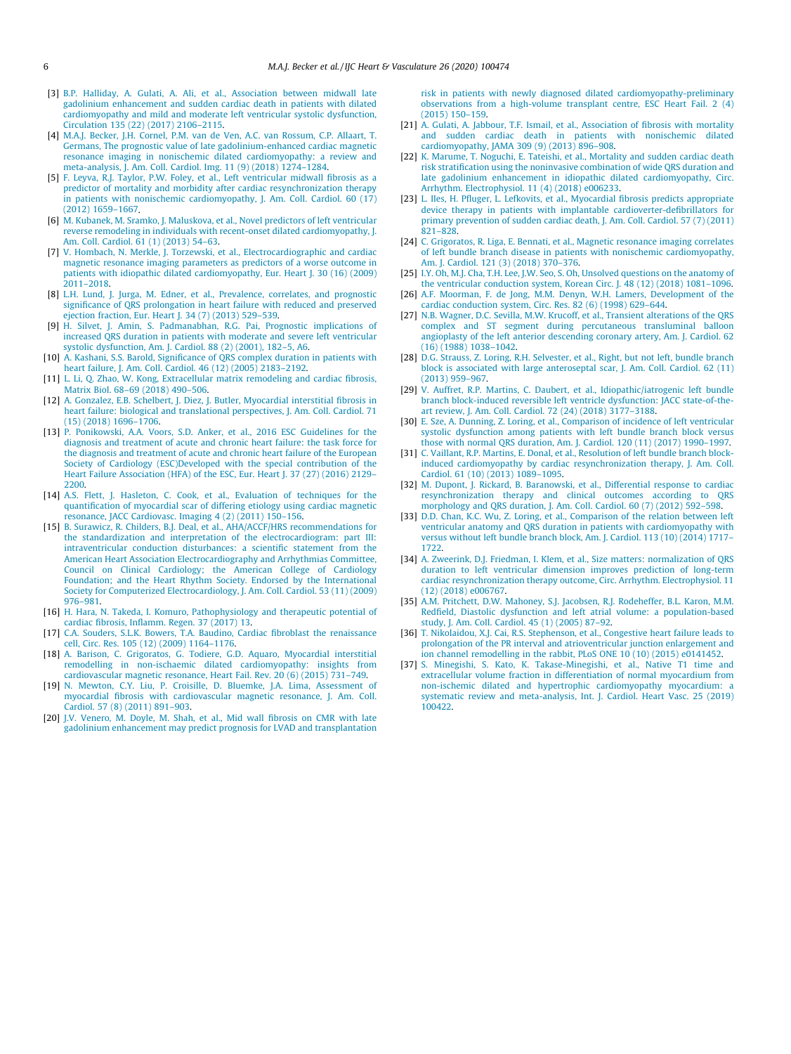[3] B.P. Halliday, A. Gulati, A. Ali, et al., Association between midwall late gadolinium enhancement and sudden cardiac death in patients with dilated cardiomyopathy and mild and moderate left ventricular systolic dysfunction, Circulation 135 (22) (2017) 2106–2115.

[4] M.A.J. Becker, J.H. Cornel, P.M. van de Ven, A.C. van Rossum, C.P. Allaart, T. Germans, The prognostic value of late gadolinium-enhanced cardiac magnetic resonance imaging in nonischemic dilated cardiomyopathy: a review and meta-analysis, J. Am. Coll. Cardiol. Img. 11 (9) (2018) 1274–1284.

[5] F. Leyva, R.J. Taylor, P.W. Foley, et al., Left ventricular midwall fibrosis as a predictor of mortality and morbidity after cardiac resynchronization therapy in patients with nonischemic cardiomyopathy, J. Am. Coll. Cardiol. 60 (17) (2012) 1659–1667.

[6] M. Kubanek, M. Sramko, J. Maluskova, et al., Novel predictors of left ventricular reverse remodeling in individuals with recent-onset dilated cardiomyopathy, J. Am. Coll. Cardiol. 61 (1) (2013) 54–63.

[7] V. Hombach, N. Merkle, J. Torzewski, et al., Electrocardiographic and cardiac magnetic resonance imaging parameters as predictors of a worse outcome in patients with idiopathic dilated cardiomyopathy, Eur. Heart J. 30 (16) (2009) 2011–2018.

[8] L.H. Lund, J. Jurga, M. Edner, et al., Prevalence, correlates, and prognostic significance of QRS prolongation in heart failure with reduced and preserved ejection fraction, Eur. Heart J. 34 (7) (2013) 529–539.

[9] H. Silvet, J. Amin, S. Padmanabhan, R.G. Pai, Prognostic implications of increased QRS duration in patients with moderate and severe left ventricular systolic dysfunction, Am. J. Cardiol. 88 (2) (2001), 182–5, A6.

[10] A. Kashani, S.S. Barold, Significance of QRS complex duration in patients with heart failure, J. Am. Coll. Cardiol. 46 (12) (2005) 2183–2192.

[11] L. Li, Q. Zhao, W. Kong, Extracellular matrix remodeling and cardiac fibrosis, Matrix Biol. 68–69 (2018) 490–506.

[12] A. Gonzalez, E.B. Schelbert, J. Diez, J. Butler, Myocardial interstitial fibrosis in heart failure: biological and translational perspectives, J. Am. Coll. Cardiol. 71 (15) (2018) 1696–1706.

[13] P. Ponikowski, A.A. Voors, S.D. Anker, et al., 2016 ESC Guidelines for the diagnosis and treatment of acute and chronic heart failure: the task force for the diagnosis and treatment of acute and chronic heart failure of the European Society of Cardiology (ESC)Developed with the special contribution of the Heart Failure Association (HFA) of the ESC, Eur. Heart J. 37 (27) (2016) 2129–2200.

[14] A.S. Flett, J. Hasleton, C. Cook, et al., Evaluation of techniques for the quantification of myocardial scar of differing etiology using cardiac magnetic resonance, JACC Cardiovasc. Imaging 4 (2) (2011) 150–156.

[15] B. Surawicz, R. Childers, B.J. Deal, et al., AHA/ACCF/HRS recommendations for the standardization and interpretation of the electrocardiogram: part III: intraventricular conduction disturbances: a scientific statement from the American Heart Association Electrocardiography and Arrhythmias Committee, Council on Clinical Cardiology; the American College of Cardiology Foundation; and the Heart Rhythm Society. Endorsed by the International Society for Computerized Electrocardiology, J. Am. Coll. Cardiol. 53 (11) (2009) 976–981.

[16] H. Hara, N. Takeda, I. Komuro, Pathophysiology and therapeutic potential of cardiac fibrosis, Inflamm. Regen. 37 (2017) 13.

[17] C.A. Souders, S.L.K. Bowers, T.A. Baudino, Cardiac fibroblast the renaissance cell, Circ. Res. 105 (12) (2009) 1164–1176.

[18] A. Barison, C. Grigoratos, G. Todiere, G.D. Aquaro, Myocardial interstitial remodelling in non-ischaemic dilated cardiomyopathy: insights from cardiovascular magnetic resonance, Heart Fail. Rev. 20 (6) (2015) 731–749.

[19] N. Mewton, C.Y. Liu, P. Croisille, D. Bluemke, J.A. Lima, Assessment of myocardial fibrosis with cardiovascular magnetic resonance, J. Am. Coll. Cardiol. 57 (8) (2011) 891–903.

[20] J.V. Venero, M. Doyle, M. Shah, et al., Mid wall fibrosis on CMR with late gadolinium enhancement may predict prognosis for LVAD and transplantation risk in patients with newly diagnosed dilated cardiomyopathy-preliminary observations from a high-volume transplant centre, ESC Heart Fail. 2 (4) (2015) 150–159.

[21] A. Gulati, A. Jabbour, T.F. Ismail, et al., Association of fibrosis with mortality and sudden cardiac death in patients with nonischemic dilated cardiomyopathy, JAMA 309 (9) (2013) 896–908.

[22] K. Marume, T. Noguchi, E. Tateishi, et al., Mortality and sudden cardiac death risk stratification using the noninvasive combination of wide QRS duration and late gadolinium enhancement in idiopathic dilated cardiomyopathy, Circ. Arrhythm. Electrophysiol. 11 (4) (2018) e006233.

[23] L. Iles, H. Pfluger, L. Lefkovits, et al., Myocardial fibrosis predicts appropriate device therapy in patients with implantable cardioverter-defibrillators for primary prevention of sudden cardiac death, J. Am. Coll. Cardiol. 57 (7) (2011) 821–828.

[24] C. Grigoratos, R. Liga, E. Bennati, et al., Magnetic resonance imaging correlates of left bundle branch disease in patients with nonischemic cardiomyopathy, Am. J. Cardiol. 121 (3) (2018) 370–376.

[25] I.Y. Oh, M.J. Cha, T.H. Lee, J.W. Seo, S. Oh, Unsolved questions on the anatomy of the ventricular conduction system, Korean Circ. J. 48 (12) (2018) 1081–1096.

[26] A.F. Moorman, F. de Jong, M.M. Denyn, W.H. Lamers, Development of the cardiac conduction system, Circ. Res. 82 (6) (1998) 629–644.

[27] N.B. Wagner, D.C. Sevilla, M.W. Krucoff, et al., Transient alterations of the QRS complex and ST segment during percutaneous transluminal balloon angioplasty of the left anterior descending coronary artery, Am. J. Cardiol. 62 (16) (1988) 1038–1042.

[28] D.G. Strauss, Z. Loring, R.H. Selvester, et al., Right, but not left, bundle branch block is associated with large anteroseptal scar, J. Am. Coll. Cardiol. 62 (11) (2013) 959–967.

[29] V. Auffret, R.P. Martins, C. Daubert, et al., Idiopathic/iatrogenic left bundle branch block-induced reversible left ventricle dysfunction: JACC state-of-the-art review, J. Am. Coll. Cardiol. 72 (24) (2018) 3177–3188.

[30] E. Sze, A. Dunning, Z. Loring, et al., Comparison of incidence of left ventricular systolic dysfunction among patients with left bundle branch block versus those with normal QRS duration, Am. J. Cardiol. 120 (11) (2017) 1990–1997.

[31] C. Vaillant, R.P. Martins, E. Donal, et al., Resolution of left bundle branch block-induced cardiomyopathy by cardiac resynchronization therapy, J. Am. Coll. Cardiol. 61 (10) (2013) 1089–1095.

[32] M. Dupont, J. Rickard, B. Baranowski, et al., Differential response to cardiac resynchronization therapy and clinical outcomes according to QRS morphology and QRS duration, J. Am. Coll. Cardiol. 60 (7) (2012) 592–598.

[33] D.D. Chan, K.C. Wu, Z. Loring, et al., Comparison of the relation between left ventricular anatomy and QRS duration in patients with cardiomyopathy with versus without left bundle branch block, Am. J. Cardiol. 113 (10) (2014) 1717–1722.

[34] A. Zweerink, D.J. Friedman, I. Klem, et al., Size matters: normalization of QRS duration to left ventricular dimension improves prediction of long-term cardiac resynchronization therapy outcome, Circ. Arrhythm. Electrophysiol. 11 (12) (2018) e006767.

[35] A.M. Pritchett, D.W. Mahoney, S.J. Jacobsen, R.J. Rodeheffer, B.L. Karon, M.M. Redfield, Diastolic dysfunction and left atrial volume: a population-based study, J. Am. Coll. Cardiol. 45 (1) (2005) 87–92.

[36] T. Nikolaidou, X.J. Cai, R.S. Stephenson, et al., Congestive heart failure leads to prolongation of the PR interval and atrioventricular junction enlargement and ion channel remodelling in the rabbit, PLoS ONE 10 (10) (2015) e0141452.

[37] S. Minegishi, S. Kato, K. Takase-Minegishi, et al., Native T1 time and extracellular volume fraction in differentiation of normal myocardium from non-ischemic dilated and hypertrophic cardiomyopathy myocardium: a systematic review and meta-analysis, Int. J. Cardiol. Heart Vasc. 25 (2019) 100422.